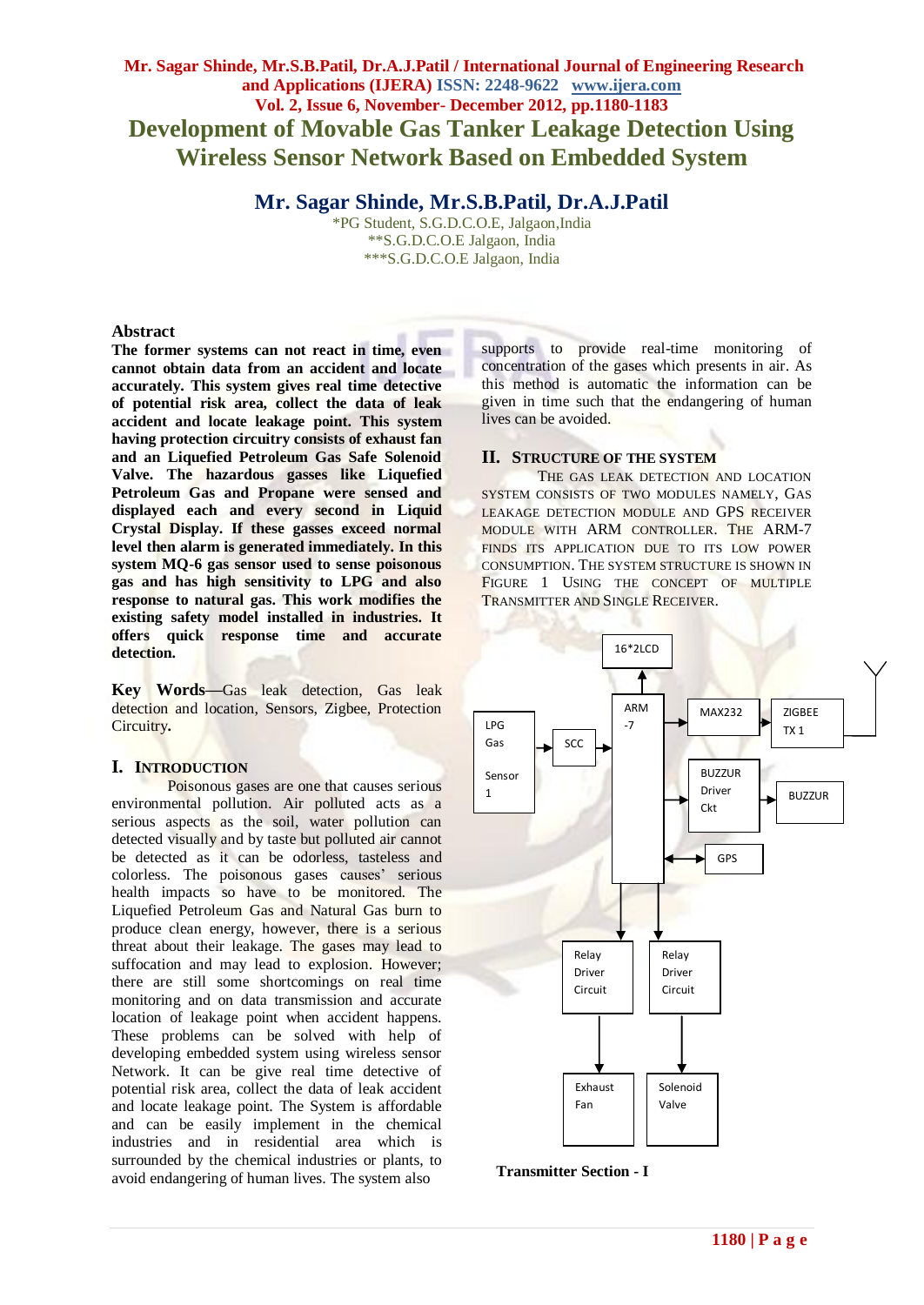# Development of Movable Gas Tanker Leakage Detection Using Wireless Sensor Network Based on Embedded System

## Mr. Sagar Shinde, Mr.S.B.Patil, Dr.A.J.Patil

*PG Student, S.G.D.C.O.E, Jalgaon,India
**S.G.D.C.O.E Jalgaon, India
***S.G.D.C.O.E Jalgaon, India

### Abstract

**The former systems can not react in time, even cannot obtain data from an accident and locate accurately. This system gives real time detective of potential risk area, collect the data of leak accident and locate leakage point. This system having protection circuitry consists of exhaust fan and an Liquefied Petroleum Gas Safe Solenoid Valve. The hazardous gasses like Liquefied Petroleum Gas and Propane were sensed and displayed each and every second in Liquid Crystal Display. If these gasses exceed normal level then alarm is generated immediately. In this system MQ-6 gas sensor used to sense poisonous gas and has high sensitivity to LPG and also response to natural gas. This work modifies the existing safety model installed in industries. It offers quick response time and accurate detection.**

**Key Words**—Gas leak detection, Gas leak detection and location, Sensors, Zigbee, Protection Circuitry**.**

## I. Introduction

Poisonous gases are one that causes serious environmental pollution. Air polluted acts as a serious aspects as the soil, water pollution can detected visually and by taste but polluted air cannot be detected as it can be odorless, tasteless and colorless. The poisonous gases causes' serious health impacts so have to be monitored. The Liquefied Petroleum Gas and Natural Gas burn to produce clean energy, however, there is a serious threat about their leakage. The gases may lead to suffocation and may lead to explosion. However; there are still some shortcomings on real time monitoring and on data transmission and accurate location of leakage point when accident happens. These problems can be solved with help of developing embedded system using wireless sensor Network. It can be give real time detective of potential risk area, collect the data of leak accident and locate leakage point. The System is affordable and can be easily implement in the chemical industries and in residential area which is surrounded by the chemical industries or plants, to avoid endangering of human lives. The system also supports to provide real-time monitoring of concentration of the gases which presents in air. As this method is automatic the information can be given in time such that the endangering of human lives can be avoided.

## II. Structure of the System

The gas leak detection and location system consists of two modules namely, Gas leakage detection module and GPS receiver module with ARM controller. The ARM-7 finds its application due to its low power consumption. The system structure is shown in Figure 1 Using the concept of multiple Transmitter and Single Receiver.

16*2LCD
LPG Gas Sensor 1
SCC
ARM -7
MAX232
ZIGBEE TX 1
BUZZUR Driver Ckt
BUZZUR
GPS
Relay Driver Circuit
Relay Driver Circuit
Exhaust Fan
Solenoid Valve

**Transmitter Section - I**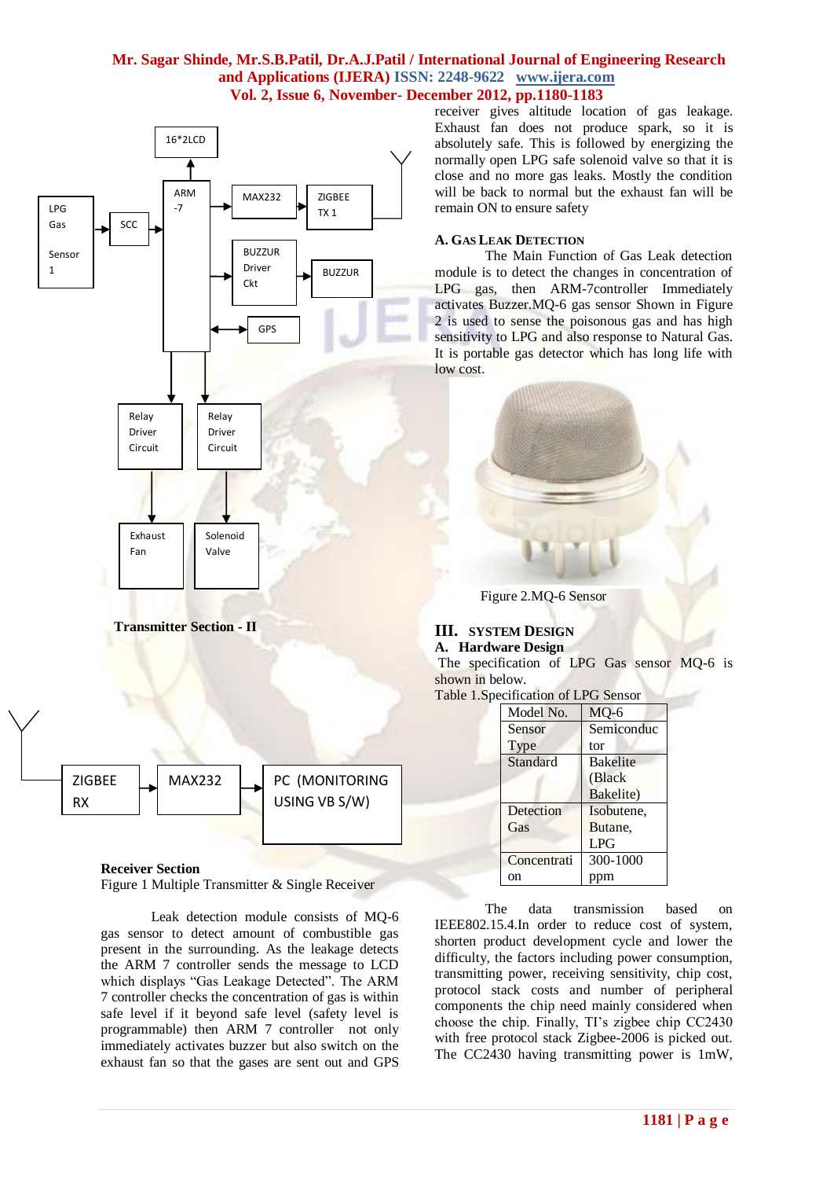Transmitter Section - II

Receiver Section

Figure 1 Multiple Transmitter & Single Receiver

Leak detection module consists of MQ-6 gas sensor to detect amount of combustible gas present in the surrounding. As the leakage detects the ARM 7 controller sends the message to LCD which displays "Gas Leakage Detected". The ARM 7 controller checks the concentration of gas is within safe level if it beyond safe level (safety level is programmable) then ARM 7 controller not only immediately activates buzzer but also switch on the exhaust fan so that the gases are sent out and GPS receiver gives altitude location of gas leakage. Exhaust fan does not produce spark, so it is absolutely safe. This is followed by energizing the normally open LPG safe solenoid valve so that it is close and no more gas leaks. Mostly the condition will be back to normal but the exhaust fan will be remain ON to ensure safety

### A. Gas Leak Detection

The Main Function of Gas Leak detection module is to detect the changes in concentration of LPG gas, then ARM-7controller Immediately activates Buzzer.MQ-6 gas sensor Shown in Figure 2 is used to sense the poisonous gas and has high sensitivity to LPG and also response to Natural Gas. It is portable gas detector which has long life with low cost.

Figure 2.MQ-6 Sensor

## III. System Design

### A. Hardware Design

The specification of LPG Gas sensor MQ-6 is shown in below.

Table 1.Specification of LPG Sensor

| Model No. | MQ-6 |
|---|---|
| Sensor Type | Semiconductor |
| Standard | Bakelite (Black Bakelite) |
| Detection Gas | Isobutene, Butane, LPG |
| Concentration | 300-1000 ppm |

The data transmission based on IEEE802.15.4.In order to reduce cost of system, shorten product development cycle and lower the difficulty, the factors including power consumption, transmitting power, receiving sensitivity, chip cost, protocol stack costs and number of peripheral components the chip need mainly considered when choose the chip. Finally, TI's zigbee chip CC2430 with free protocol stack Zigbee-2006 is picked out. The CC2430 having transmitting power is 1mW,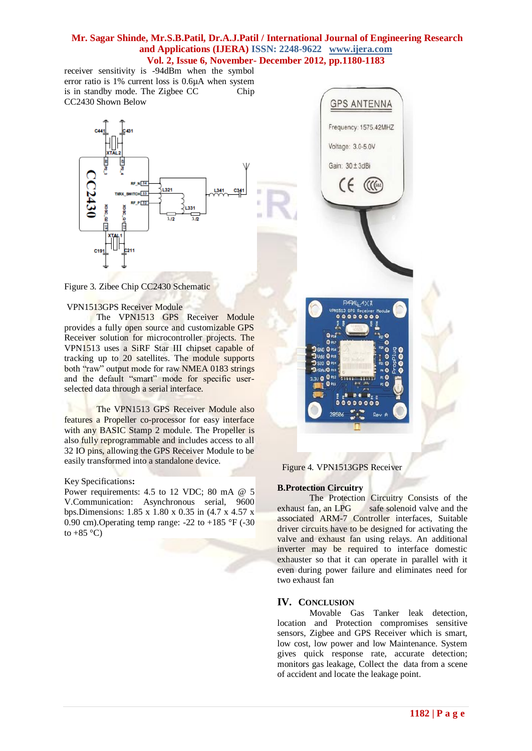receiver sensitivity is -94dBm when the symbol error ratio is 1% current loss is 0.6μA when system is in standby mode. The Zigbee CC Chip CC2430 Shown Below

Figure 3. Zibee Chip CC2430 Schematic

VPN1513GPS Receiver Module

The VPN1513 GPS Receiver Module provides a fully open source and customizable GPS Receiver solution for microcontroller projects. The VPN1513 uses a SiRF Star III chipset capable of tracking up to 20 satellites. The module supports both "raw" output mode for raw NMEA 0183 strings and the default "smart" mode for specific user-selected data through a serial interface.

The VPN1513 GPS Receiver Module also features a Propeller co-processor for easy interface with any BASIC Stamp 2 module. The Propeller is also fully reprogrammable and includes access to all 32 IO pins, allowing the GPS Receiver Module to be easily transformed into a standalone device.

Key Specifications**:**
Power requirements: 4.5 to 12 VDC; 80 mA @ 5 V.Communication: Asynchronous serial, 9600 bps.Dimensions: 1.85 x 1.80 x 0.35 in (4.7 x 4.57 x 0.90 cm).Operating temp range: -22 to +185 °F (-30 to +85 °C)

Figure 4. VPN1513GPS Receiver

**B.Protection Circuitry**

The Protection Circuitry Consists of the exhaust fan, an LPG safe solenoid valve and the associated ARM-7 Controller interfaces, Suitable driver circuits have to be designed for activating the valve and exhaust fan using relays. An additional inverter may be required to interface domestic exhauster so that it can operate in parallel with it even during power failure and eliminates need for two exhaust fan

## IV. CONCLUSION

Movable Gas Tanker leak detection, location and Protection compromises sensitive sensors, Zigbee and GPS Receiver which is smart, low cost, low power and low Maintenance. System gives quick response rate, accurate detection; monitors gas leakage, Collect the data from a scene of accident and locate the leakage point.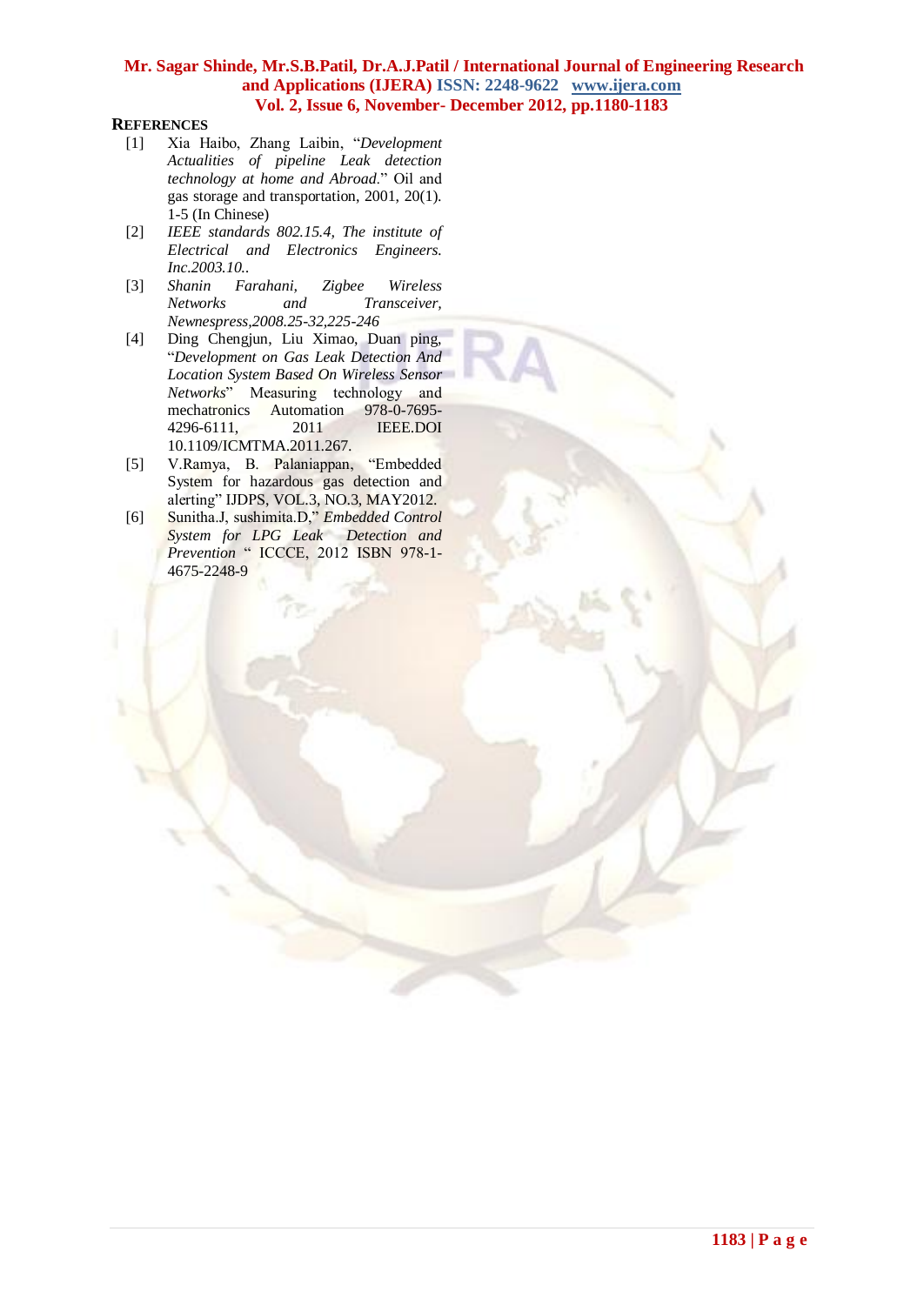## REFERENCES

[1] Xia Haibo, Zhang Laibin, "*Development Actualities of pipeline Leak detection technology at home and Abroad*." Oil and gas storage and transportation, 2001, 20(1). 1-5 (In Chinese)

[2] *IEEE standards 802.15.4, The institute of Electrical and Electronics Engineers. Inc.2003.10..*

[3] *Shanin Farahani, Zigbee Wireless Networks and Transceiver, Newnespress,2008.25-32,225-246*

[4] Ding Chengjun, Liu Ximao, Duan ping, "*Development on Gas Leak Detection And Location System Based On Wireless Sensor Networks*" Measuring technology and mechatronics Automation 978-0-7695-4296-6111, 2011 IEEE.DOI 10.1109/ICMTMA.2011.267.

[5] V.Ramya, B. Palaniappan, "Embedded System for hazardous gas detection and alerting" IJDPS, VOL.3, NO.3, MAY2012.

[6] Sunitha.J, sushimita.D," *Embedded Control System for LPG Leak Detection and Prevention* " ICCCE, 2012 ISBN 978-1-4675-2248-9